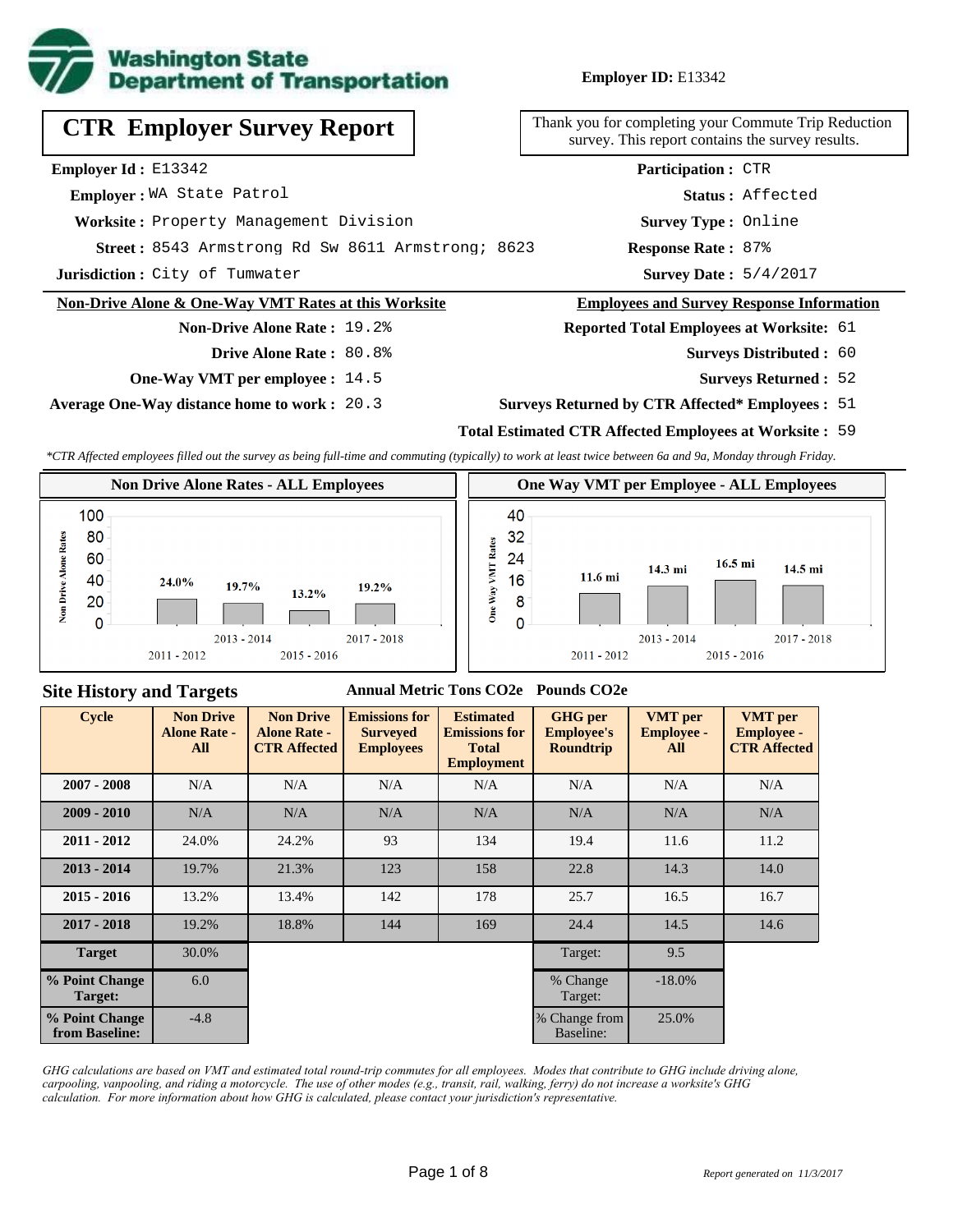**Employer ID:** E13342

# CTR Employer Survey Report

Thank you for completing your Commute Trip Reduction survey. This report contains the survey results.

**Employer Id :** E13342
**Employer :** WA State Patrol
**Worksite :** Property Management Division
**Street :** 8543 Armstrong Rd Sw 8611 Armstrong; 8623
**Jurisdiction :** City of Tumwater

**Participation :** CTR
**Status :** Affected
**Survey Type :** Online
**Response Rate :** 87%
**Survey Date :** 5/4/2017

## Non-Drive Alone & One-Way VMT Rates at this Worksite

**Non-Drive Alone Rate :** 19.2%
**Drive Alone Rate :** 80.8%
**One-Way VMT per employee :** 14.5
**Average One-Way distance home to work :** 20.3

## Employees and Survey Response Information

**Reported Total Employees at Worksite:** 61
**Surveys Distributed :** 60
**Surveys Returned :** 52
**Surveys Returned by CTR Affected* Employees :** 51
**Total Estimated CTR Affected Employees at Worksite :** 59

*\*CTR Affected employees filled out the survey as being full-time and commuting (typically) to work at least twice between 6a and 9a, Monday through Friday.*

### Non Drive Alone Rates - ALL Employees

| Cycle | Non Drive Alone Rate |
|---|---|
| 2011 - 2012 | 24.0% |
| 2013 - 2014 | 19.7% |
| 2015 - 2016 | 13.2% |
| 2017 - 2018 | 19.2% |

### One Way VMT per Employee - ALL Employees

| Cycle | One Way VMT |
|---|---|
| 2011 - 2012 | 11.6 mi |
| 2013 - 2014 | 14.3 mi |
| 2015 - 2016 | 16.5 mi |
| 2017 - 2018 | 14.5 mi |

## Site History and Targets

| Cycle | Non Drive Alone Rate - All | Non Drive Alone Rate - CTR Affected | Emissions for Surveyed Employees (Annual Metric Tons CO2e) | Estimated Emissions for Total Employment (Annual Metric Tons CO2e) | GHG per Employee's Roundtrip (Pounds CO2e) | VMT per Employee - All | VMT per Employee - CTR Affected |
|---|---|---|---|---|---|---|---|
| 2007 - 2008 | N/A | N/A | N/A | N/A | N/A | N/A | N/A |
| 2009 - 2010 | N/A | N/A | N/A | N/A | N/A | N/A | N/A |
| 2011 - 2012 | 24.0% | 24.2% | 93 | 134 | 19.4 | 11.6 | 11.2 |
| 2013 - 2014 | 19.7% | 21.3% | 123 | 158 | 22.8 | 14.3 | 14.0 |
| 2015 - 2016 | 13.2% | 13.4% | 142 | 178 | 25.7 | 16.5 | 16.7 |
| 2017 - 2018 | 19.2% | 18.8% | 144 | 169 | 24.4 | 14.5 | 14.6 |
| Target | 30.0% | | | | Target: | 9.5 | |
| % Point Change Target: | 6.0 | | | | % Change Target: | -18.0% | |
| % Point Change from Baseline: | -4.8 | | | | % Change from Baseline: | 25.0% | |

*GHG calculations are based on VMT and estimated total round-trip commutes for all employees. Modes that contribute to GHG include driving alone, carpooling, vanpooling, and riding a motorcycle. The use of other modes (e.g., transit, rail, walking, ferry) do not increase a worksite's GHG calculation. For more information about how GHG is calculated, please contact your jurisdiction's representative.*

*Report generated on 11/3/2017*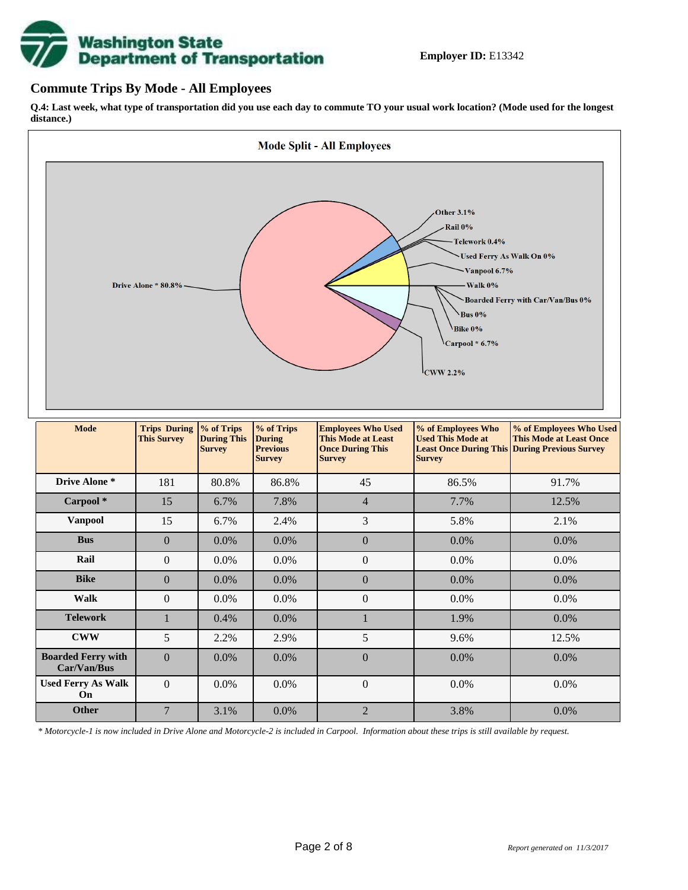**Employer ID:** E13342

## Commute Trips By Mode - All Employees

**Q.4: Last week, what type of transportation did you use each day to commute TO your usual work location? (Mode used for the longest distance.)**

**Mode Split - All Employees**

Other 3.1%
Rail 0%
Telework 0.4%
Used Ferry As Walk On 0%
Vanpool 6.7%
Walk 0%
Boarded Ferry with Car/Van/Bus 0%
Bus 0%
Bike 0%
Carpool * 6.7%
CWW 2.2%
Drive Alone * 80.8%

| Mode | Trips During This Survey | % of Trips During This Survey | % of Trips During Previous Survey | Employees Who Used This Mode at Least Once During This Survey | % of Employees Who Used This Mode at Least Once During This Survey | % of Employees Who Used This Mode at Least Once During Previous Survey |
|---|---|---|---|---|---|---|
| Drive Alone * | 181 | 80.8% | 86.8% | 45 | 86.5% | 91.7% |
| Carpool * | 15 | 6.7% | 7.8% | 4 | 7.7% | 12.5% |
| Vanpool | 15 | 6.7% | 2.4% | 3 | 5.8% | 2.1% |
| Bus | 0 | 0.0% | 0.0% | 0 | 0.0% | 0.0% |
| Rail | 0 | 0.0% | 0.0% | 0 | 0.0% | 0.0% |
| Bike | 0 | 0.0% | 0.0% | 0 | 0.0% | 0.0% |
| Walk | 0 | 0.0% | 0.0% | 0 | 0.0% | 0.0% |
| Telework | 1 | 0.4% | 0.0% | 1 | 1.9% | 0.0% |
| CWW | 5 | 2.2% | 2.9% | 5 | 9.6% | 12.5% |
| Boarded Ferry with Car/Van/Bus | 0 | 0.0% | 0.0% | 0 | 0.0% | 0.0% |
| Used Ferry As Walk On | 0 | 0.0% | 0.0% | 0 | 0.0% | 0.0% |
| Other | 7 | 3.1% | 0.0% | 2 | 3.8% | 0.0% |

*\* Motorcycle-1 is now included in Drive Alone and Motorcycle-2 is included in Carpool. Information about these trips is still available by request.*

*Report generated on 11/3/2017*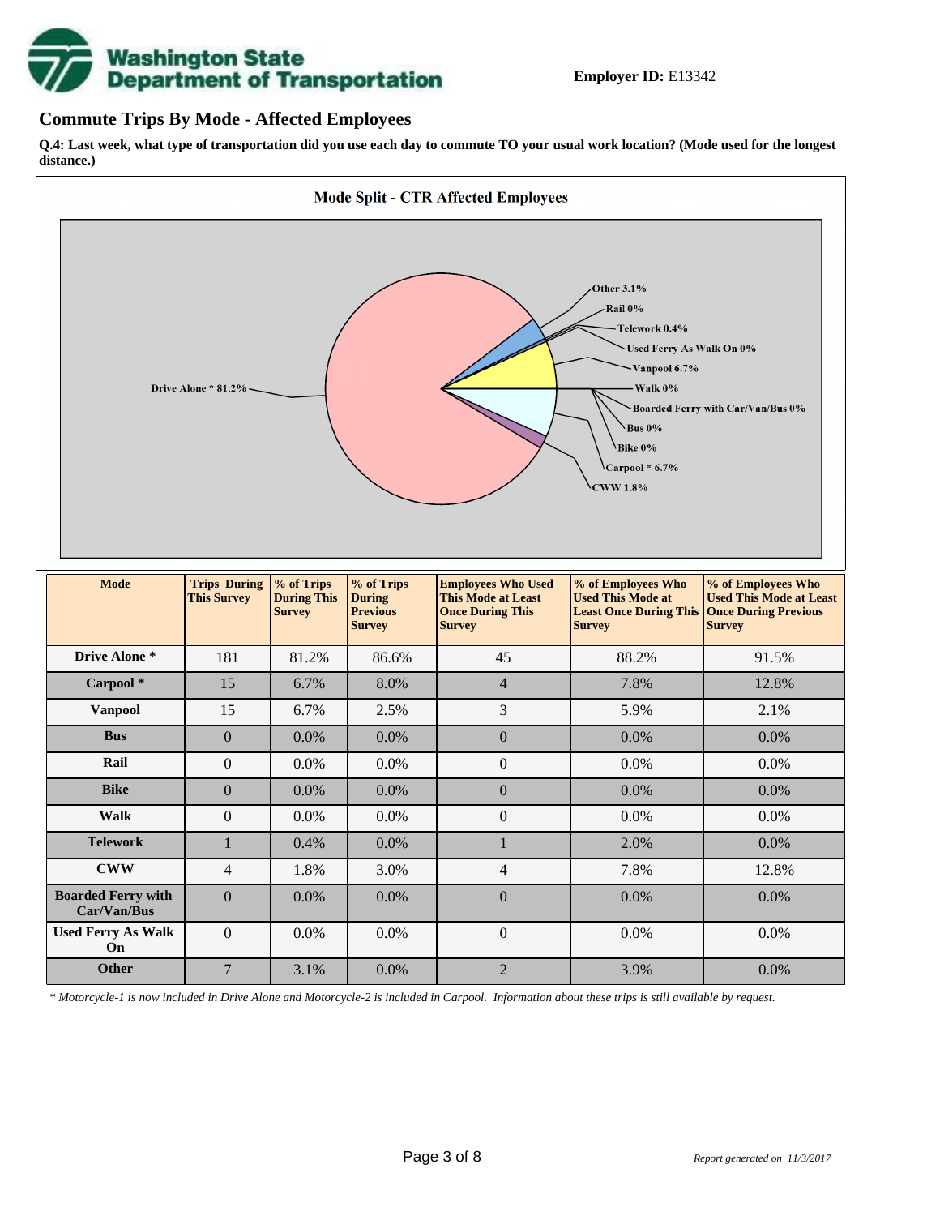**Employer ID:** E13342

## Commute Trips By Mode - Affected Employees

**Q.4: Last week, what type of transportation did you use each day to commute TO your usual work location? (Mode used for the longest distance.)**

**Mode Split - CTR Affected Employees**

Drive Alone * 81.2%
Other 3.1%
Rail 0%
Telework 0.4%
Used Ferry As Walk On 0%
Vanpool 6.7%
Walk 0%
Boarded Ferry with Car/Van/Bus 0%
Bus 0%
Bike 0%
Carpool * 6.7%
CWW 1.8%

| Mode | Trips During This Survey | % of Trips During This Survey | % of Trips During Previous Survey | Employees Who Used This Mode at Least Once During This Survey | % of Employees Who Used This Mode at Least Once During This Survey | % of Employees Who Used This Mode at Least Once During Previous Survey |
|---|---|---|---|---|---|---|
| **Drive Alone *** | 181 | 81.2% | 86.6% | 45 | 88.2% | 91.5% |
| **Carpool *** | 15 | 6.7% | 8.0% | 4 | 7.8% | 12.8% |
| **Vanpool** | 15 | 6.7% | 2.5% | 3 | 5.9% | 2.1% |
| **Bus** | 0 | 0.0% | 0.0% | 0 | 0.0% | 0.0% |
| **Rail** | 0 | 0.0% | 0.0% | 0 | 0.0% | 0.0% |
| **Bike** | 0 | 0.0% | 0.0% | 0 | 0.0% | 0.0% |
| **Walk** | 0 | 0.0% | 0.0% | 0 | 0.0% | 0.0% |
| **Telework** | 1 | 0.4% | 0.0% | 1 | 2.0% | 0.0% |
| **CWW** | 4 | 1.8% | 3.0% | 4 | 7.8% | 12.8% |
| **Boarded Ferry with Car/Van/Bus** | 0 | 0.0% | 0.0% | 0 | 0.0% | 0.0% |
| **Used Ferry As Walk On** | 0 | 0.0% | 0.0% | 0 | 0.0% | 0.0% |
| **Other** | 7 | 3.1% | 0.0% | 2 | 3.9% | 0.0% |

*\* Motorcycle-1 is now included in Drive Alone and Motorcycle-2 is included in Carpool. Information about these trips is still available by request.*

*Report generated on 11/3/2017*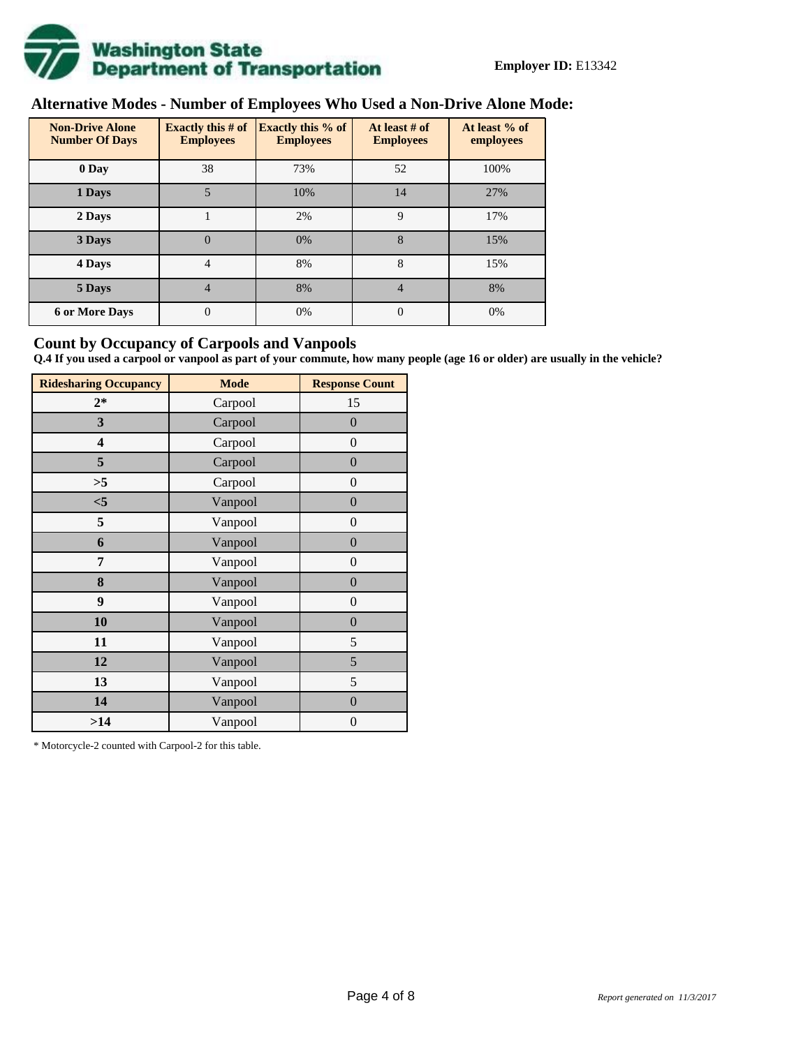Washington State Department of Transportation

**Employer ID:** E13342

## Alternative Modes - Number of Employees Who Used a Non-Drive Alone Mode:

| Non-Drive Alone Number Of Days | Exactly this # of Employees | Exactly this % of Employees | At least # of Employees | At least % of employees |
|---|---|---|---|---|
| 0 Day | 38 | 73% | 52 | 100% |
| 1 Days | 5 | 10% | 14 | 27% |
| 2 Days | 1 | 2% | 9 | 17% |
| 3 Days | 0 | 0% | 8 | 15% |
| 4 Days | 4 | 8% | 8 | 15% |
| 5 Days | 4 | 8% | 4 | 8% |
| 6 or More Days | 0 | 0% | 0 | 0% |

## Count by Occupancy of Carpools and Vanpools

**Q.4 If you used a carpool or vanpool as part of your commute, how many people (age 16 or older) are usually in the vehicle?**

| Ridesharing Occupancy | Mode | Response Count |
|---|---|---|
| 2* | Carpool | 15 |
| 3 | Carpool | 0 |
| 4 | Carpool | 0 |
| 5 | Carpool | 0 |
| >5 | Carpool | 0 |
| <5 | Vanpool | 0 |
| 5 | Vanpool | 0 |
| 6 | Vanpool | 0 |
| 7 | Vanpool | 0 |
| 8 | Vanpool | 0 |
| 9 | Vanpool | 0 |
| 10 | Vanpool | 0 |
| 11 | Vanpool | 5 |
| 12 | Vanpool | 5 |
| 13 | Vanpool | 5 |
| 14 | Vanpool | 0 |
| >14 | Vanpool | 0 |

* Motorcycle-2 counted with Carpool-2 for this table.

*Report generated on 11/3/2017*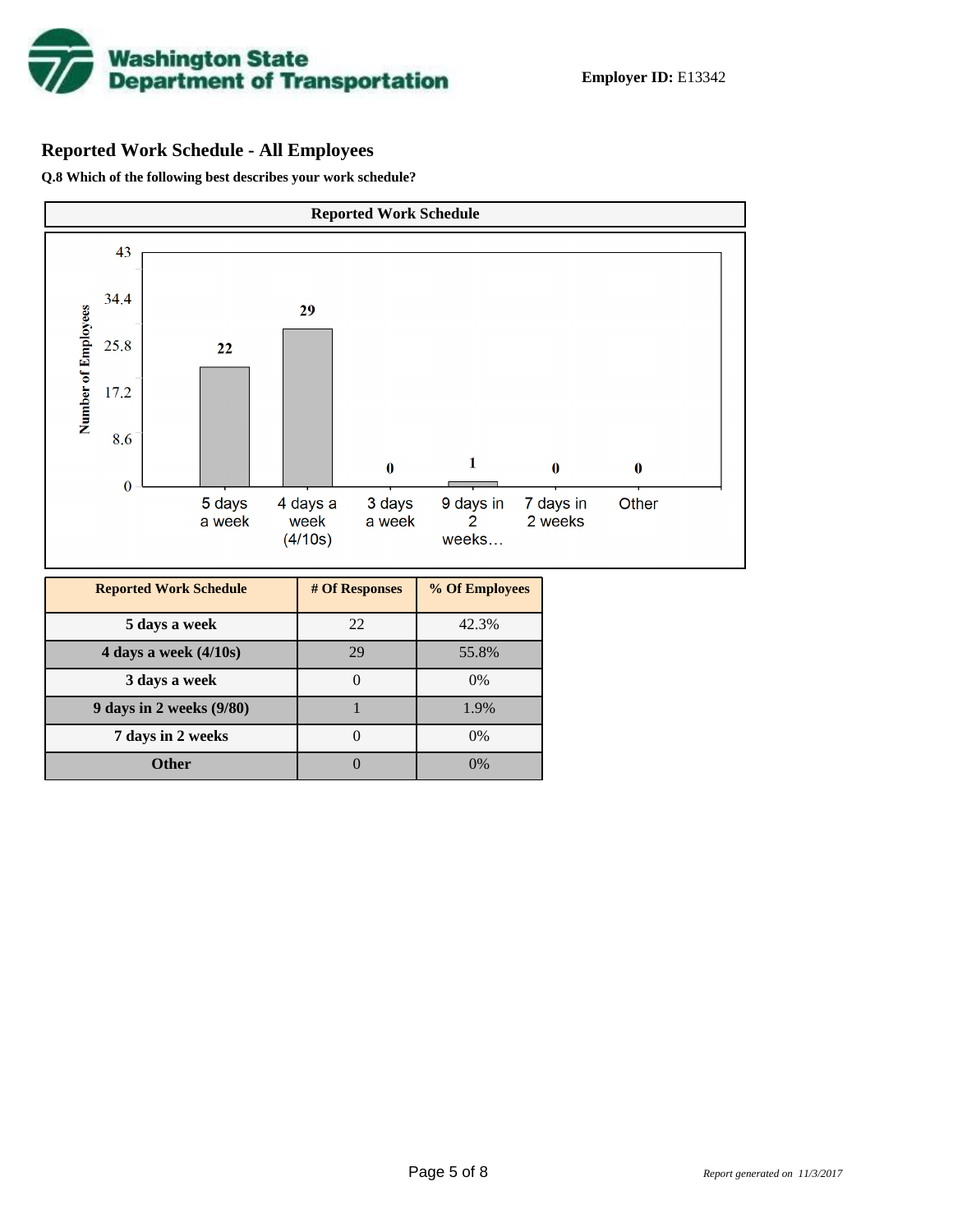**Employer ID:** E13342

## Reported Work Schedule - All Employees

**Q.8 Which of the following best describes your work schedule?**

| Reported Work Schedule | # Of Responses | % Of Employees |
|---|---|---|
| **5 days a week** | 22 | 42.3% |
| **4 days a week (4/10s)** | 29 | 55.8% |
| **3 days a week** | 0 | 0% |
| **9 days in 2 weeks (9/80)** | 1 | 1.9% |
| **7 days in 2 weeks** | 0 | 0% |
| **Other** | 0 | 0% |

*Report generated on 11/3/2017*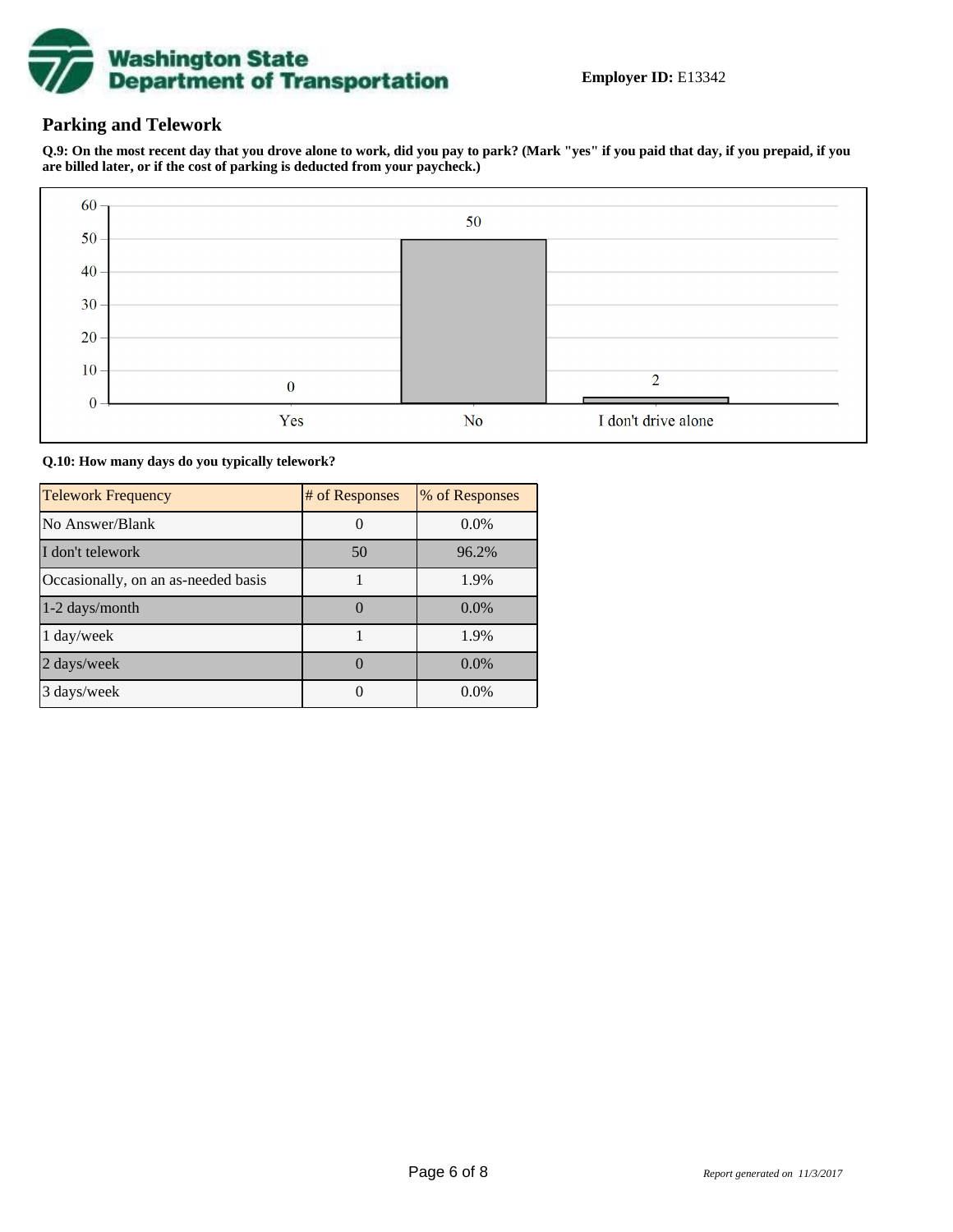**Employer ID:** E13342

## Parking and Telework

**Q.9: On the most recent day that you drove alone to work, did you pay to park? (Mark "yes" if you paid that day, if you prepaid, if you are billed later, or if the cost of parking is deducted from your paycheck.)**

| Response | Count |
|---|---|
| Yes | 0 |
| No | 50 |
| I don't drive alone | 2 |

**Q.10: How many days do you typically telework?**

| Telework Frequency | # of Responses | % of Responses |
|---|---|---|
| No Answer/Blank | 0 | 0.0% |
| I don't telework | 50 | 96.2% |
| Occasionally, on an as-needed basis | 1 | 1.9% |
| 1-2 days/month | 0 | 0.0% |
| 1 day/week | 1 | 1.9% |
| 2 days/week | 0 | 0.0% |
| 3 days/week | 0 | 0.0% |

*Report generated on 11/3/2017*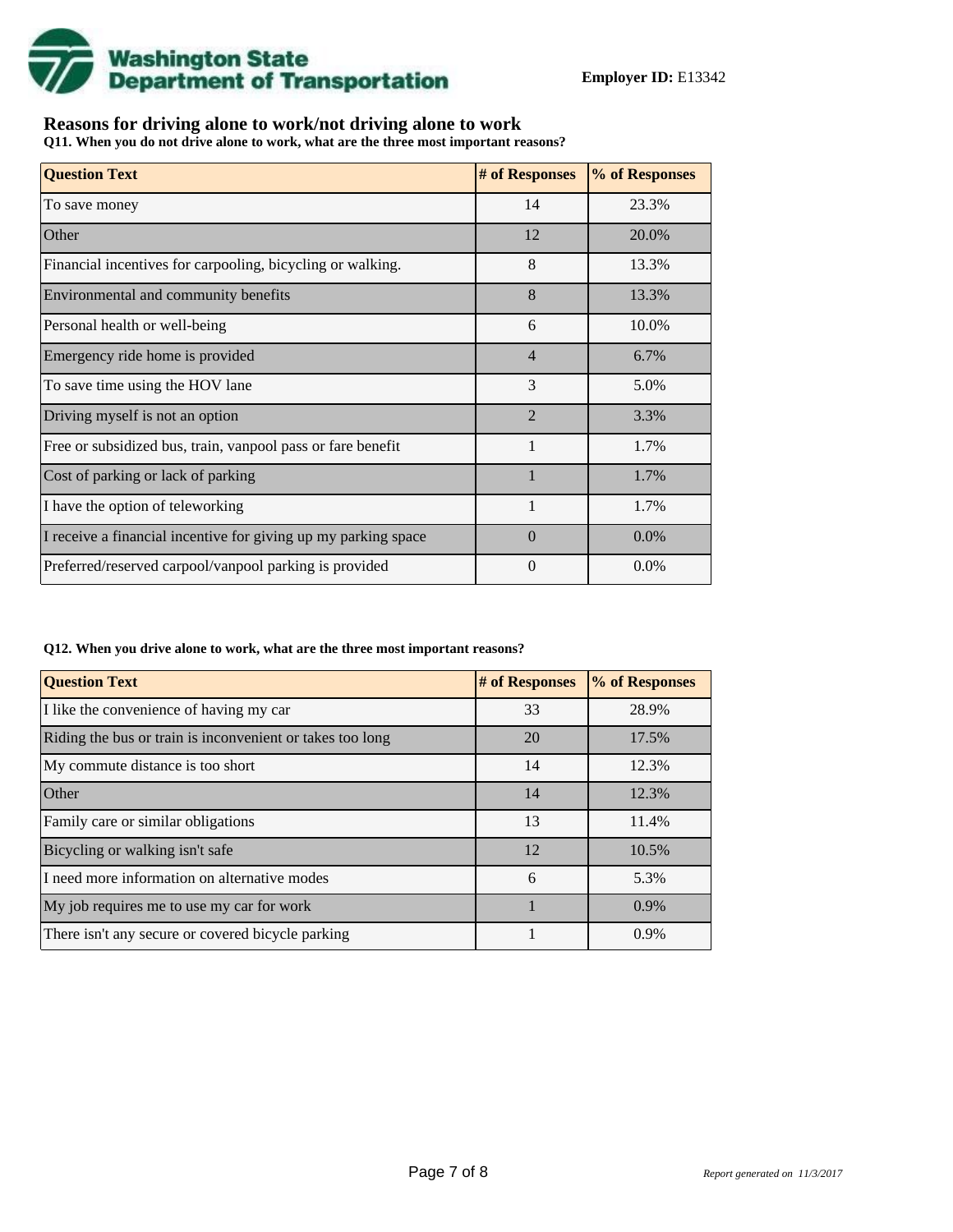**Employer ID:** E13342

## Reasons for driving alone to work/not driving alone to work

**Q11. When you do not drive alone to work, what are the three most important reasons?**

| Question Text | # of Responses | % of Responses |
|---|---|---|
| To save money | 14 | 23.3% |
| Other | 12 | 20.0% |
| Financial incentives for carpooling, bicycling or walking. | 8 | 13.3% |
| Environmental and community benefits | 8 | 13.3% |
| Personal health or well-being | 6 | 10.0% |
| Emergency ride home is provided | 4 | 6.7% |
| To save time using the HOV lane | 3 | 5.0% |
| Driving myself is not an option | 2 | 3.3% |
| Free or subsidized bus, train, vanpool pass or fare benefit | 1 | 1.7% |
| Cost of parking or lack of parking | 1 | 1.7% |
| I have the option of teleworking | 1 | 1.7% |
| I receive a financial incentive for giving up my parking space | 0 | 0.0% |
| Preferred/reserved carpool/vanpool parking is provided | 0 | 0.0% |

**Q12. When you drive alone to work, what are the three most important reasons?**

| Question Text | # of Responses | % of Responses |
|---|---|---|
| I like the convenience of having my car | 33 | 28.9% |
| Riding the bus or train is inconvenient or takes too long | 20 | 17.5% |
| My commute distance is too short | 14 | 12.3% |
| Other | 14 | 12.3% |
| Family care or similar obligations | 13 | 11.4% |
| Bicycling or walking isn't safe | 12 | 10.5% |
| I need more information on alternative modes | 6 | 5.3% |
| My job requires me to use my car for work | 1 | 0.9% |
| There isn't any secure or covered bicycle parking | 1 | 0.9% |

*Report generated on 11/3/2017*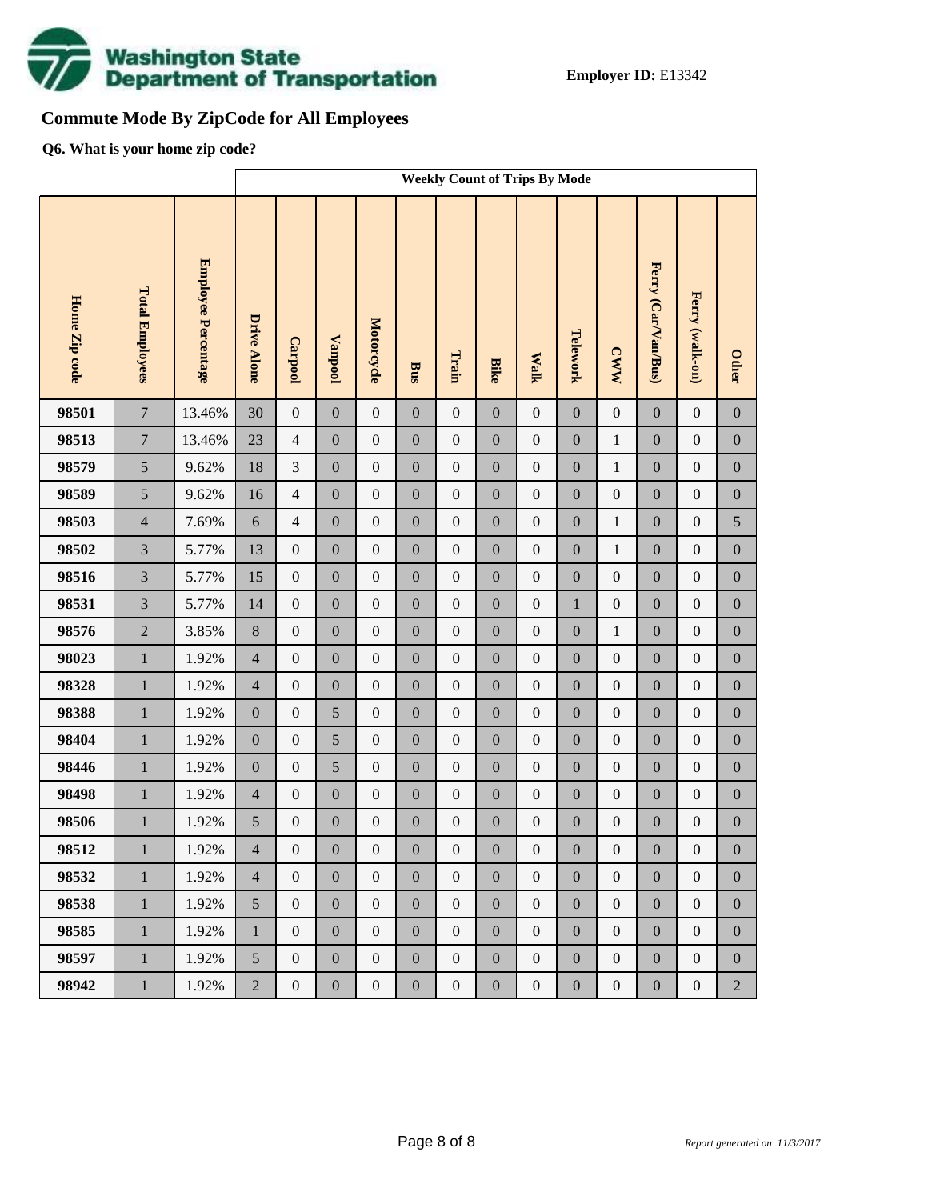**Employer ID:** E13342

## Commute Mode By ZipCode for All Employees

**Q6. What is your home zip code?**

| | | | Weekly Count of Trips By Mode | | | | | | | | | | | | |
|---|---|---|---|---|---|---|---|---|---|---|---|---|---|---|---|
| Home Zip code | Total Employees | Employee Percentage | Drive Alone | Carpool | Vanpool | Motorcycle | Bus | Train | Bike | Walk | Telework | CWW | Ferry (Car/Van/Bus) | Ferry (walk-on) | Other |
| 98501 | 7 | 13.46% | 30 | 0 | 0 | 0 | 0 | 0 | 0 | 0 | 0 | 0 | 0 | 0 | 0 |
| 98513 | 7 | 13.46% | 23 | 4 | 0 | 0 | 0 | 0 | 0 | 0 | 0 | 1 | 0 | 0 | 0 |
| 98579 | 5 | 9.62% | 18 | 3 | 0 | 0 | 0 | 0 | 0 | 0 | 0 | 1 | 0 | 0 | 0 |
| 98589 | 5 | 9.62% | 16 | 4 | 0 | 0 | 0 | 0 | 0 | 0 | 0 | 0 | 0 | 0 | 0 |
| 98503 | 4 | 7.69% | 6 | 4 | 0 | 0 | 0 | 0 | 0 | 0 | 0 | 1 | 0 | 0 | 5 |
| 98502 | 3 | 5.77% | 13 | 0 | 0 | 0 | 0 | 0 | 0 | 0 | 0 | 1 | 0 | 0 | 0 |
| 98516 | 3 | 5.77% | 15 | 0 | 0 | 0 | 0 | 0 | 0 | 0 | 0 | 0 | 0 | 0 | 0 |
| 98531 | 3 | 5.77% | 14 | 0 | 0 | 0 | 0 | 0 | 0 | 0 | 1 | 0 | 0 | 0 | 0 |
| 98576 | 2 | 3.85% | 8 | 0 | 0 | 0 | 0 | 0 | 0 | 0 | 0 | 1 | 0 | 0 | 0 |
| 98023 | 1 | 1.92% | 4 | 0 | 0 | 0 | 0 | 0 | 0 | 0 | 0 | 0 | 0 | 0 | 0 |
| 98328 | 1 | 1.92% | 4 | 0 | 0 | 0 | 0 | 0 | 0 | 0 | 0 | 0 | 0 | 0 | 0 |
| 98388 | 1 | 1.92% | 0 | 0 | 5 | 0 | 0 | 0 | 0 | 0 | 0 | 0 | 0 | 0 | 0 |
| 98404 | 1 | 1.92% | 0 | 0 | 5 | 0 | 0 | 0 | 0 | 0 | 0 | 0 | 0 | 0 | 0 |
| 98446 | 1 | 1.92% | 0 | 0 | 5 | 0 | 0 | 0 | 0 | 0 | 0 | 0 | 0 | 0 | 0 |
| 98498 | 1 | 1.92% | 4 | 0 | 0 | 0 | 0 | 0 | 0 | 0 | 0 | 0 | 0 | 0 | 0 |
| 98506 | 1 | 1.92% | 5 | 0 | 0 | 0 | 0 | 0 | 0 | 0 | 0 | 0 | 0 | 0 | 0 |
| 98512 | 1 | 1.92% | 4 | 0 | 0 | 0 | 0 | 0 | 0 | 0 | 0 | 0 | 0 | 0 | 0 |
| 98532 | 1 | 1.92% | 4 | 0 | 0 | 0 | 0 | 0 | 0 | 0 | 0 | 0 | 0 | 0 | 0 |
| 98538 | 1 | 1.92% | 5 | 0 | 0 | 0 | 0 | 0 | 0 | 0 | 0 | 0 | 0 | 0 | 0 |
| 98585 | 1 | 1.92% | 1 | 0 | 0 | 0 | 0 | 0 | 0 | 0 | 0 | 0 | 0 | 0 | 0 |
| 98597 | 1 | 1.92% | 5 | 0 | 0 | 0 | 0 | 0 | 0 | 0 | 0 | 0 | 0 | 0 | 0 |
| 98942 | 1 | 1.92% | 2 | 0 | 0 | 0 | 0 | 0 | 0 | 0 | 0 | 0 | 0 | 0 | 2 |

*Report generated on 11/3/2017*